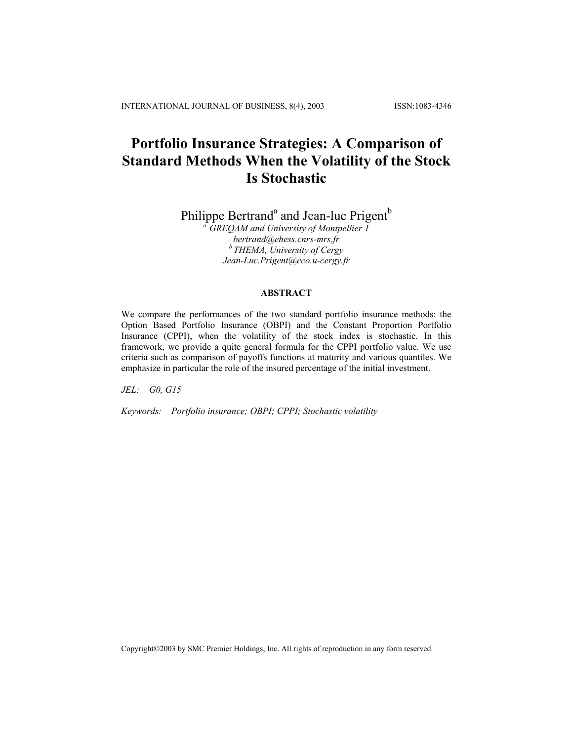# Portfolio Insurance Strategies: A Comparison of Standard Methods When the Volatility of the Stock Is Stochastic

Philippe Bertrand[a] and Jean-luc Prigent[b]

[a] *GREQAM and University of Montpellier 1*
*bertrand@ehess.cnrs-mrs.fr*
[b] *THEMA, University of Cergy*
*Jean-Luc.Prigent@eco.u-cergy.fr*

## ABSTRACT

We compare the performances of the two standard portfolio insurance methods: the Option Based Portfolio Insurance (OBPI) and the Constant Proportion Portfolio Insurance (CPPI), when the volatility of the stock index is stochastic. In this framework, we provide a quite general formula for the CPPI portfolio value. We use criteria such as comparison of payoffs functions at maturity and various quantiles. We emphasize in particular the role of the insured percentage of the initial investment.

*JEL:* *G0, G15*

*Keywords:* *Portfolio insurance; OBPI; CPPI; Stochastic volatility*

Copyright©2003 by SMC Premier Holdings, Inc. All rights of reproduction in any form reserved.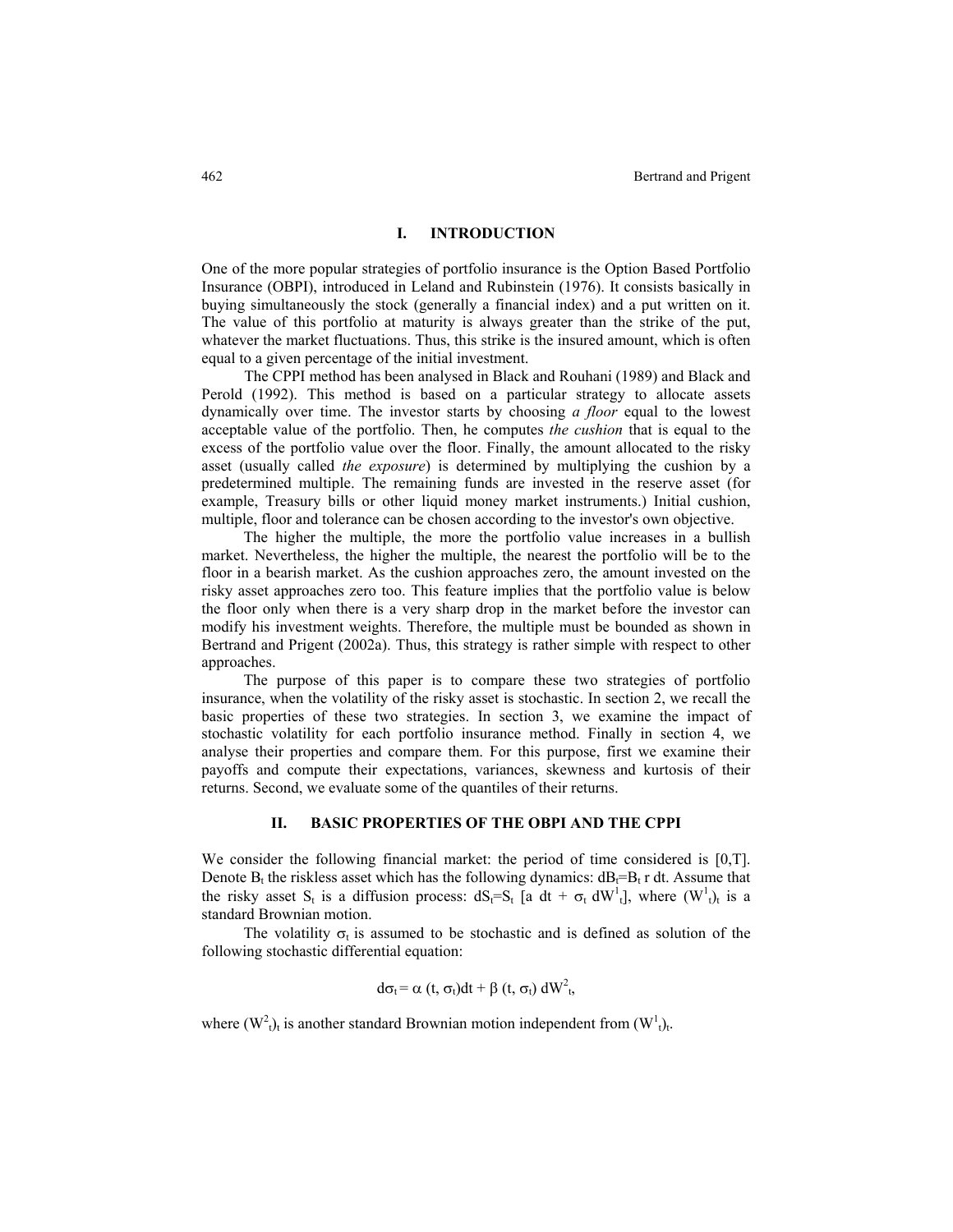## I. INTRODUCTION

One of the more popular strategies of portfolio insurance is the Option Based Portfolio Insurance (OBPI), introduced in Leland and Rubinstein (1976). It consists basically in buying simultaneously the stock (generally a financial index) and a put written on it. The value of this portfolio at maturity is always greater than the strike of the put, whatever the market fluctuations. Thus, this strike is the insured amount, which is often equal to a given percentage of the initial investment.

The CPPI method has been analysed in Black and Rouhani (1989) and Black and Perold (1992). This method is based on a particular strategy to allocate assets dynamically over time. The investor starts by choosing *a floor* equal to the lowest acceptable value of the portfolio. Then, he computes *the cushion* that is equal to the excess of the portfolio value over the floor. Finally, the amount allocated to the risky asset (usually called *the exposure*) is determined by multiplying the cushion by a predetermined multiple. The remaining funds are invested in the reserve asset (for example, Treasury bills or other liquid money market instruments.) Initial cushion, multiple, floor and tolerance can be chosen according to the investor's own objective.

The higher the multiple, the more the portfolio value increases in a bullish market. Nevertheless, the higher the multiple, the nearest the portfolio will be to the floor in a bearish market. As the cushion approaches zero, the amount invested on the risky asset approaches zero too. This feature implies that the portfolio value is below the floor only when there is a very sharp drop in the market before the investor can modify his investment weights. Therefore, the multiple must be bounded as shown in Bertrand and Prigent (2002a). Thus, this strategy is rather simple with respect to other approaches.

The purpose of this paper is to compare these two strategies of portfolio insurance, when the volatility of the risky asset is stochastic. In section 2, we recall the basic properties of these two strategies. In section 3, we examine the impact of stochastic volatility for each portfolio insurance method. Finally in section 4, we analyse their properties and compare them. For this purpose, first we examine their payoffs and compute their expectations, variances, skewness and kurtosis of their returns. Second, we evaluate some of the quantiles of their returns.

## II. BASIC PROPERTIES OF THE OBPI AND THE CPPI

We consider the following financial market: the period of time considered is $[0,T]$. Denote $B_t$ the riskless asset which has the following dynamics: $dB_t=B_t\, r\, dt$. Assume that the risky asset $S_t$ is a diffusion process: $dS_t=S_t\,[a\, dt + \sigma_t\, dW^1_t]$, where $(W^1_t)_t$ is a standard Brownian motion.

The volatility $\sigma_t$ is assumed to be stochastic and is defined as solution of the following stochastic differential equation:

$$d\sigma_t = \alpha\,(t, \sigma_t)dt + \beta\,(t, \sigma_t)\, dW^2_t,$$

where $(W^2_t)_t$ is another standard Brownian motion independent from $(W^1_t)_t$.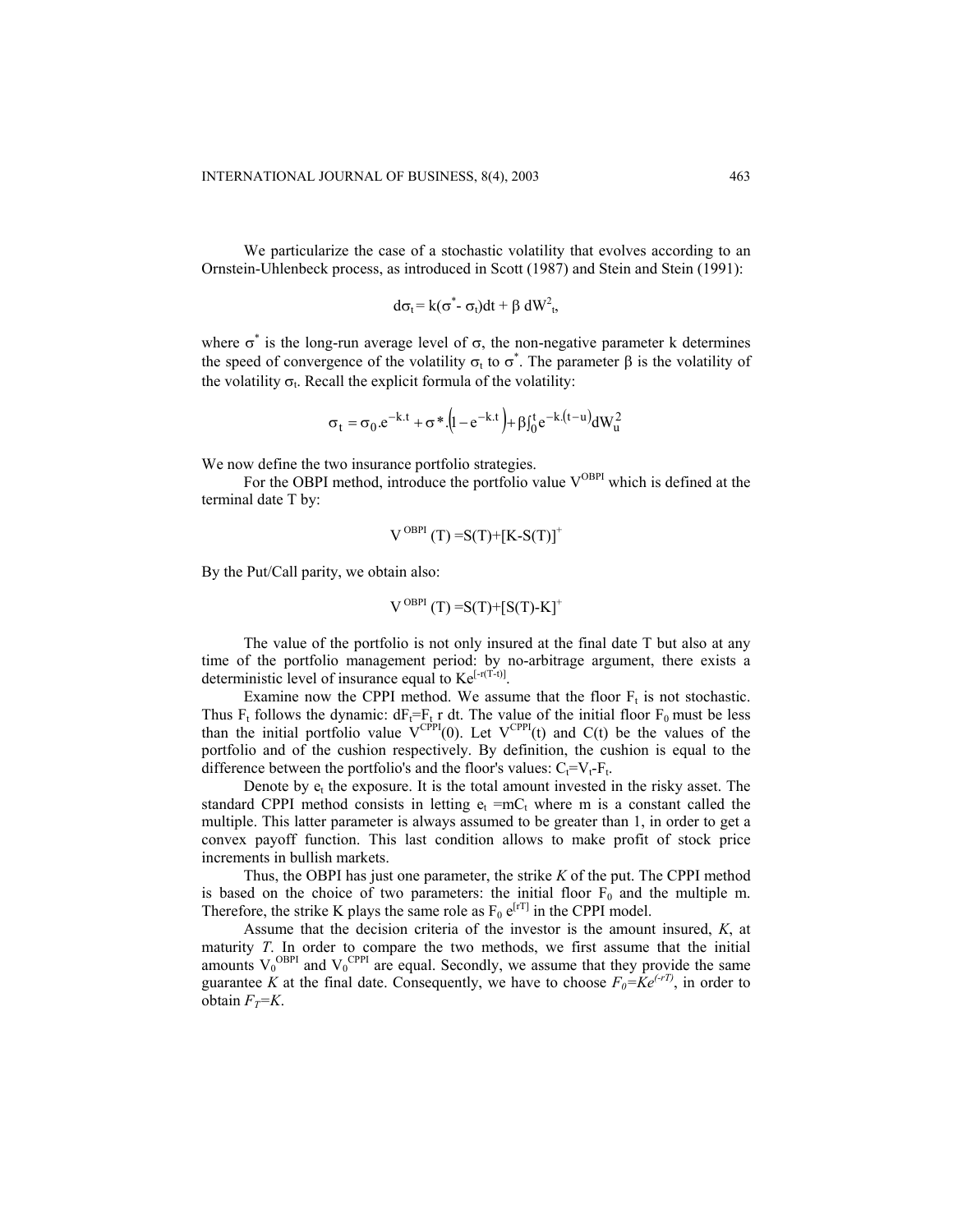We particularize the case of a stochastic volatility that evolves according to an Ornstein-Uhlenbeck process, as introduced in Scott (1987) and Stein and Stein (1991):

$$d\sigma_t = k(\sigma^* - \sigma_t)dt + \beta\, dW^2_t,$$

where $\sigma^*$ is the long-run average level of $\sigma$, the non-negative parameter k determines the speed of convergence of the volatility $\sigma_t$ to $\sigma^*$. The parameter $\beta$ is the volatility of the volatility $\sigma_t$. Recall the explicit formula of the volatility:

$$\sigma_t = \sigma_0 . e^{-k.t} + \sigma^* . \left(1 - e^{-k.t}\right) + \beta \int_0^t e^{-k.(t-u)} dW_u^2$$

We now define the two insurance portfolio strategies.

For the OBPI method, introduce the portfolio value $V^{OBPI}$ which is defined at the terminal date T by:

$$V^{OBPI}(T) = S(T) + [K - S(T)]^+$$

By the Put/Call parity, we obtain also:

$$V^{OBPI}(T) = S(T) + [S(T) - K]^+$$

The value of the portfolio is not only insured at the final date T but also at any time of the portfolio management period: by no-arbitrage argument, there exists a deterministic level of insurance equal to $Ke^{[-r(T-t)]}$.

Examine now the CPPI method. We assume that the floor $F_t$ is not stochastic. Thus $F_t$ follows the dynamic: $dF_t = F_t\, r\, dt$. The value of the initial floor $F_0$ must be less than the initial portfolio value $V^{CPPI}(0)$. Let $V^{CPPI}(t)$ and C(t) be the values of the portfolio and of the cushion respectively. By definition, the cushion is equal to the difference between the portfolio's and the floor's values: $C_t = V_t - F_t$.

Denote by $e_t$ the exposure. It is the total amount invested in the risky asset. The standard CPPI method consists in letting $e_t = mC_t$ where m is a constant called the multiple. This latter parameter is always assumed to be greater than 1, in order to get a convex payoff function. This last condition allows to make profit of stock price increments in bullish markets.

Thus, the OBPI has just one parameter, the strike *K* of the put. The CPPI method is based on the choice of two parameters: the initial floor $F_0$ and the multiple m. Therefore, the strike K plays the same role as $F_0\, e^{[rT]}$ in the CPPI model.

Assume that the decision criteria of the investor is the amount insured, *K*, at maturity *T*. In order to compare the two methods, we first assume that the initial amounts $V_0^{OBPI}$ and $V_0^{CPPI}$ are equal. Secondly, we assume that they provide the same guarantee *K* at the final date. Consequently, we have to choose $F_0 = Ke^{(-rT)}$, in order to obtain $F_T = K$.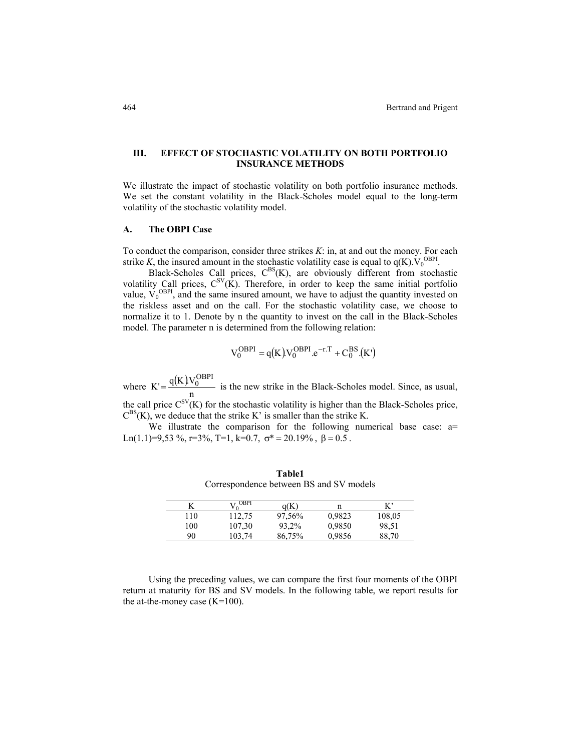## III. EFFECT OF STOCHASTIC VOLATILITY ON BOTH PORTFOLIO INSURANCE METHODS

We illustrate the impact of stochastic volatility on both portfolio insurance methods. We set the constant volatility in the Black-Scholes model equal to the long-term volatility of the stochastic volatility model.

### A. The OBPI Case

To conduct the comparison, consider three strikes *K*: in, at and out the money. For each strike *K*, the insured amount in the stochastic volatility case is equal to $q(K).V_0^{OBPI}$.

Black-Scholes Call prices, $C^{BS}(K)$, are obviously different from stochastic volatility Call prices, $C^{SV}(K)$. Therefore, in order to keep the same initial portfolio value, $V_0^{OBPI}$, and the same insured amount, we have to adjust the quantity invested on the riskless asset and on the call. For the stochastic volatility case, we choose to normalize it to 1. Denote by n the quantity to invest on the call in the Black-Scholes model. The parameter n is determined from the following relation:

$$V_0^{OBPI} = q(K).V_0^{OBPI}.e^{-r.T} + C_0^{BS}.(K')$$

where $K' = \dfrac{q(K).V_0^{OBPI}}{n}$ is the new strike in the Black-Scholes model. Since, as usual, the call price $C^{SV}(K)$ for the stochastic volatility is higher than the Black-Scholes price, $C^{BS}(K)$, we deduce that the strike K' is smaller than the strike K.

We illustrate the comparison for the following numerical base case: a= Ln(1.1)=9,53 %, r=3%, T=1, k=0.7, $\sigma^* = 20.19\%$ , $\beta = 0.5$ .

**Table1**
Correspondence between BS and SV models

| K | $V_0^{OBPI}$ | q(K) | n | K' |
|---|---|---|---|---|
| 110 | 112,75 | 97,56% | 0,9823 | 108,05 |
| 100 | 107,30 | 93,2% | 0,9850 | 98,51 |
| 90 | 103,74 | 86,75% | 0,9856 | 88,70 |

Using the preceding values, we can compare the first four moments of the OBPI return at maturity for BS and SV models. In the following table, we report results for the at-the-money case (K=100).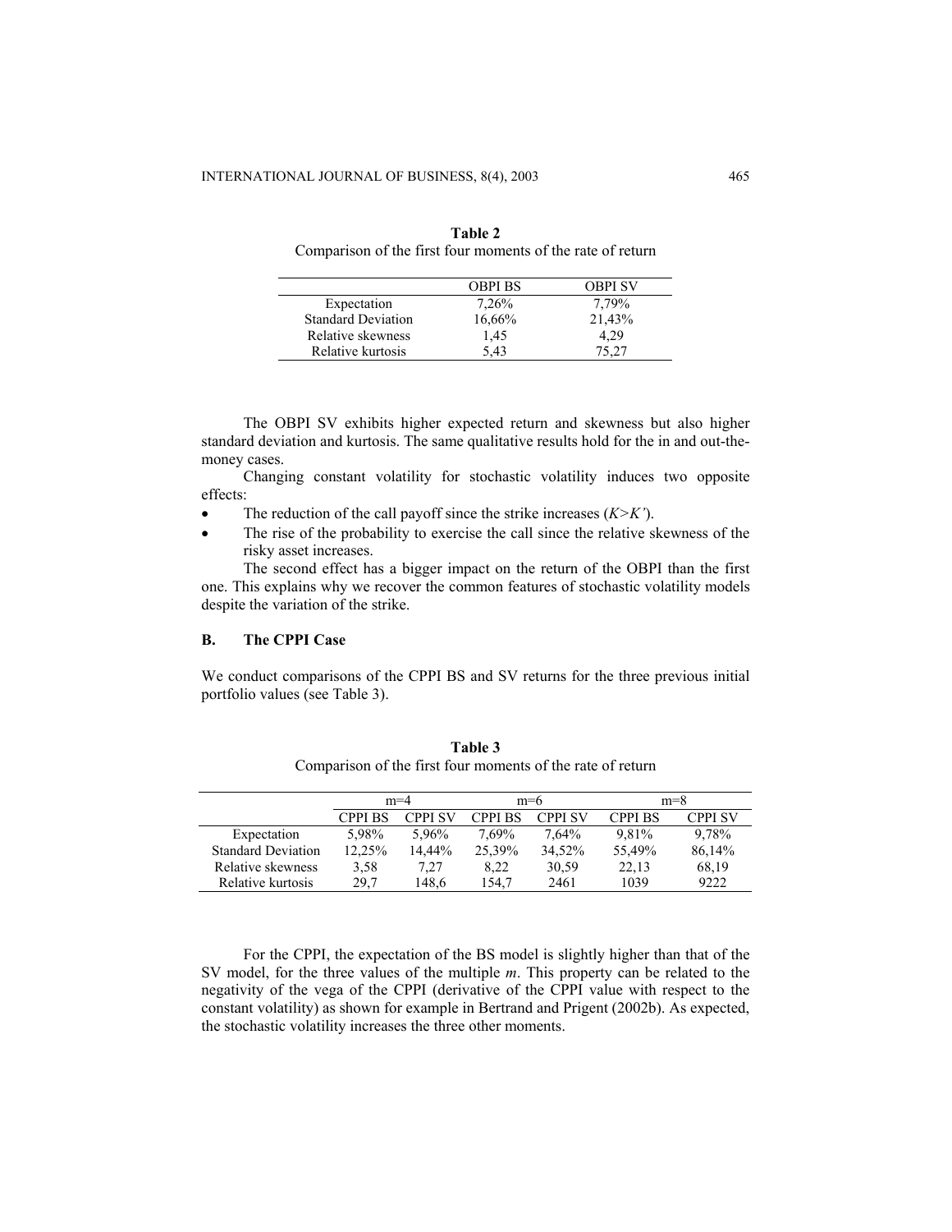**Table 2**
Comparison of the first four moments of the rate of return

| | OBPI BS | OBPI SV |
|---|---|---|
| Expectation | 7,26% | 7,79% |
| Standard Deviation | 16,66% | 21,43% |
| Relative skewness | 1,45 | 4,29 |
| Relative kurtosis | 5,43 | 75,27 |

The OBPI SV exhibits higher expected return and skewness but also higher standard deviation and kurtosis. The same qualitative results hold for the in and out-the-money cases.

Changing constant volatility for stochastic volatility induces two opposite effects:

- The reduction of the call payoff since the strike increases ($K>K'$).
- The rise of the probability to exercise the call since the relative skewness of the risky asset increases.

The second effect has a bigger impact on the return of the OBPI than the first one. This explains why we recover the common features of stochastic volatility models despite the variation of the strike.

### B. The CPPI Case

We conduct comparisons of the CPPI BS and SV returns for the three previous initial portfolio values (see Table 3).

**Table 3**
Comparison of the first four moments of the rate of return

| | m=4 | | m=6 | | m=8 | |
|---|---|---|---|---|---|---|
| | CPPI BS | CPPI SV | CPPI BS | CPPI SV | CPPI BS | CPPI SV |
| Expectation | 5,98% | 5,96% | 7,69% | 7,64% | 9,81% | 9,78% |
| Standard Deviation | 12,25% | 14,44% | 25,39% | 34,52% | 55,49% | 86,14% |
| Relative skewness | 3,58 | 7,27 | 8,22 | 30,59 | 22,13 | 68,19 |
| Relative kurtosis | 29,7 | 148,6 | 154,7 | 2461 | 1039 | 9222 |

For the CPPI, the expectation of the BS model is slightly higher than that of the SV model, for the three values of the multiple *m*. This property can be related to the negativity of the vega of the CPPI (derivative of the CPPI value with respect to the constant volatility) as shown for example in Bertrand and Prigent (2002b). As expected, the stochastic volatility increases the three other moments.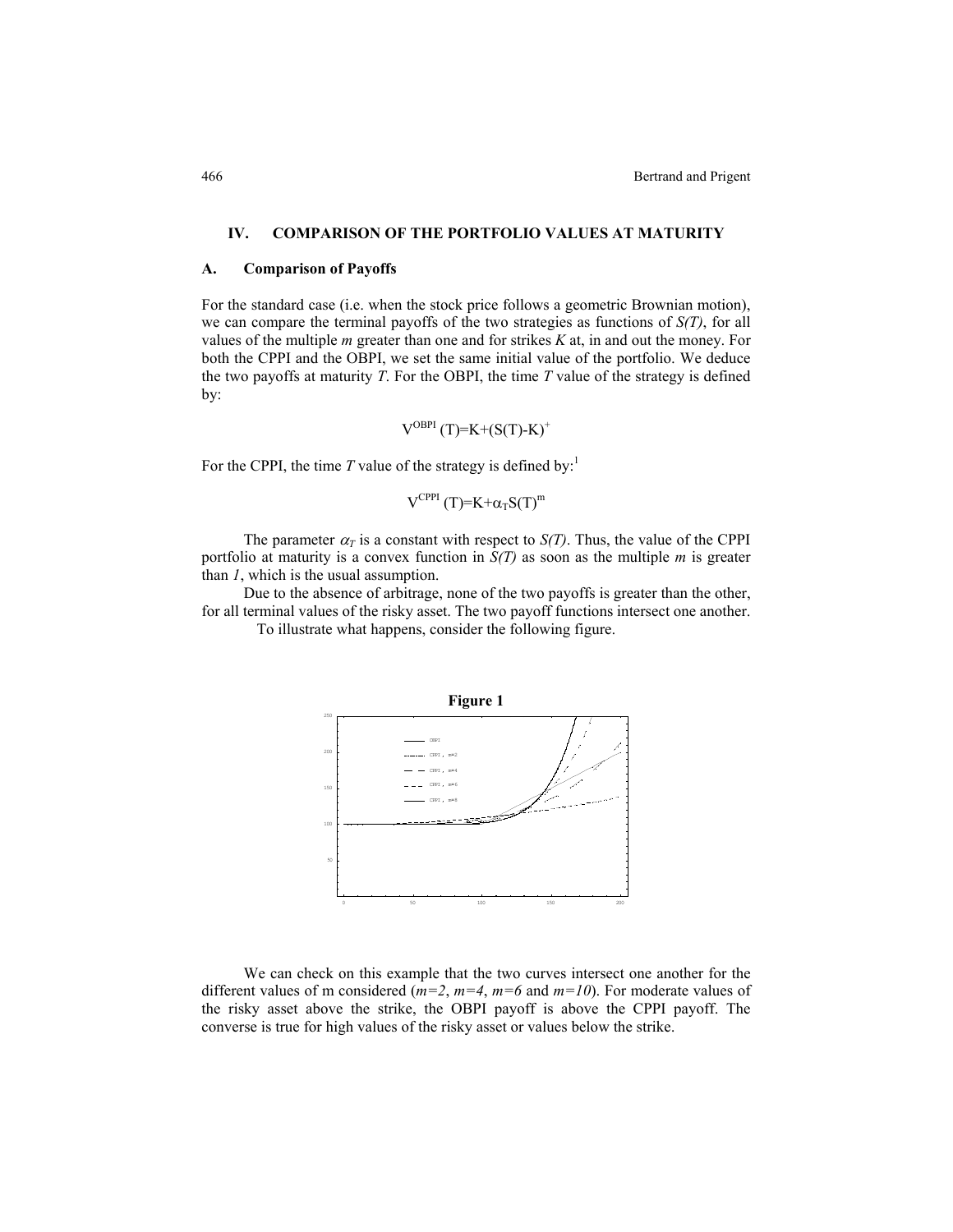## IV. COMPARISON OF THE PORTFOLIO VALUES AT MATURITY

### A. Comparison of Payoffs

For the standard case (i.e. when the stock price follows a geometric Brownian motion), we can compare the terminal payoffs of the two strategies as functions of $S(T)$, for all values of the multiple $m$ greater than one and for strikes $K$ at, in and out the money. For both the CPPI and the OBPI, we set the same initial value of the portfolio. We deduce the two payoffs at maturity $T$. For the OBPI, the time $T$ value of the strategy is defined by:

$$V^{OBPI}(T)=K+(S(T)-K)^{+}$$

For the CPPI, the time $T$ value of the strategy is defined by:[1]

$$V^{CPPI}(T)=K+\alpha_T S(T)^m$$

The parameter $\alpha_T$ is a constant with respect to $S(T)$. Thus, the value of the CPPI portfolio at maturity is a convex function in $S(T)$ as soon as the multiple $m$ is greater than $1$, which is the usual assumption.

Due to the absence of arbitrage, none of the two payoffs is greater than the other, for all terminal values of the risky asset. The two payoff functions intersect one another.

To illustrate what happens, consider the following figure.

**Figure 1**

We can check on this example that the two curves intersect one another for the different values of m considered ($m=2$, $m=4$, $m=6$ and $m=10$). For moderate values of the risky asset above the strike, the OBPI payoff is above the CPPI payoff. The converse is true for high values of the risky asset or values below the strike.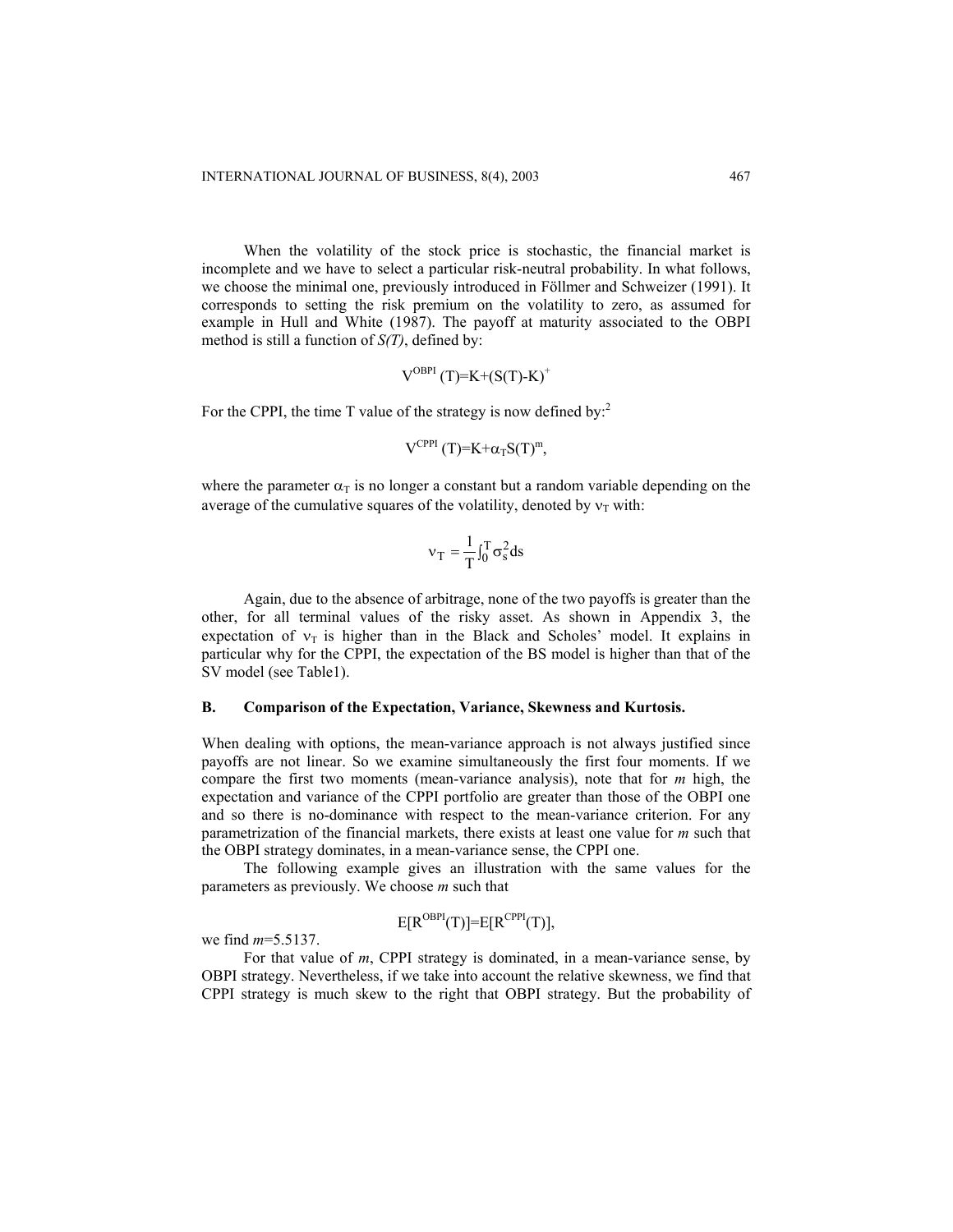When the volatility of the stock price is stochastic, the financial market is incomplete and we have to select a particular risk-neutral probability. In what follows, we choose the minimal one, previously introduced in Föllmer and Schweizer (1991). It corresponds to setting the risk premium on the volatility to zero, as assumed for example in Hull and White (1987). The payoff at maturity associated to the OBPI method is still a function of *S(T)*, defined by:

$$V^{OBPI}(T)=K+(S(T)-K)^{+}$$

For the CPPI, the time T value of the strategy is now defined by:[2]

$$V^{CPPI}(T)=K+\alpha_T S(T)^m,$$

where the parameter $\alpha_T$ is no longer a constant but a random variable depending on the average of the cumulative squares of the volatility, denoted by $\nu_T$ with:

$$\nu_T = \frac{1}{T}\int_0^T \sigma_s^2 ds$$

Again, due to the absence of arbitrage, none of the two payoffs is greater than the other, for all terminal values of the risky asset. As shown in Appendix 3, the expectation of $\nu_T$ is higher than in the Black and Scholes' model. It explains in particular why for the CPPI, the expectation of the BS model is higher than that of the SV model (see Table1).

### B. Comparison of the Expectation, Variance, Skewness and Kurtosis.

When dealing with options, the mean-variance approach is not always justified since payoffs are not linear. So we examine simultaneously the first four moments. If we compare the first two moments (mean-variance analysis), note that for *m* high, the expectation and variance of the CPPI portfolio are greater than those of the OBPI one and so there is no-dominance with respect to the mean-variance criterion. For any parametrization of the financial markets, there exists at least one value for *m* such that the OBPI strategy dominates, in a mean-variance sense, the CPPI one.

The following example gives an illustration with the same values for the parameters as previously. We choose *m* such that

$$E[R^{OBPI}(T)]=E[R^{CPPI}(T)],$$

we find *m*=5.5137.

For that value of *m*, CPPI strategy is dominated, in a mean-variance sense, by OBPI strategy. Nevertheless, if we take into account the relative skewness, we find that CPPI strategy is much skew to the right that OBPI strategy. But the probability of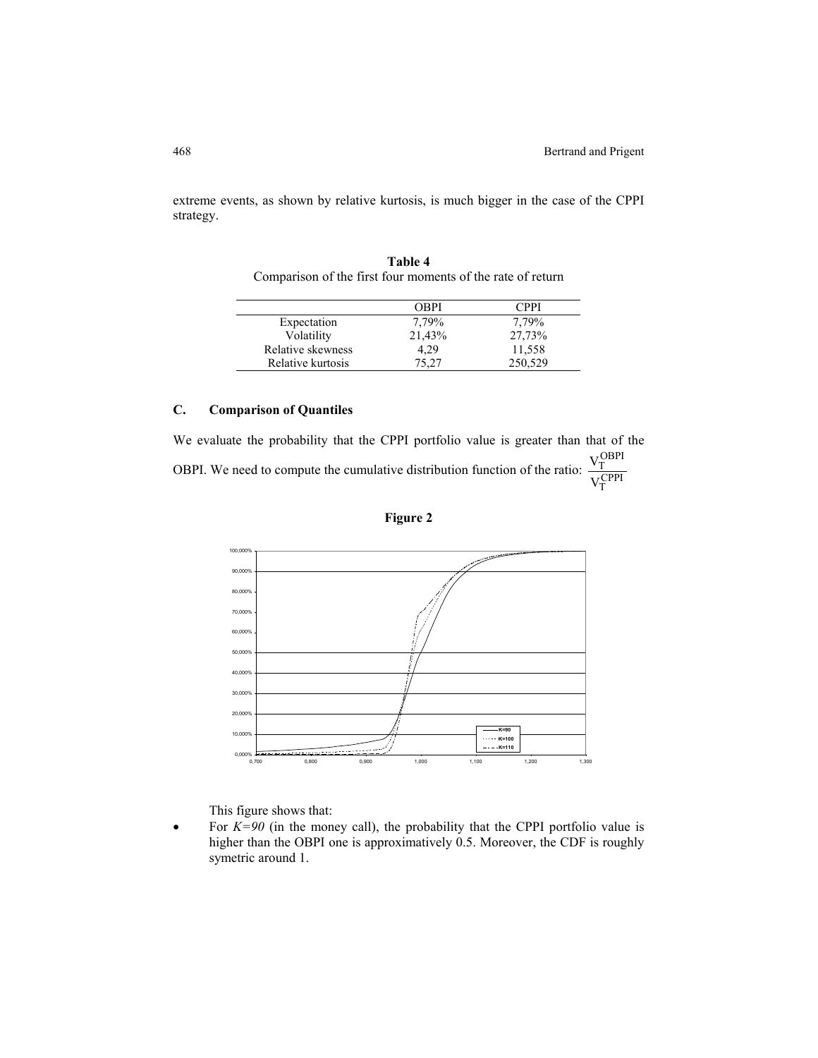extreme events, as shown by relative kurtosis, is much bigger in the case of the CPPI strategy.

**Table 4**
Comparison of the first four moments of the rate of return

| | OBPI | CPPI |
|---|---|---|
| Expectation | 7,79% | 7,79% |
| Volatility | 21,43% | 27,73% |
| Relative skewness | 4,29 | 11,558 |
| Relative kurtosis | 75,27 | 250,529 |

### C. Comparison of Quantiles

We evaluate the probability that the CPPI portfolio value is greater than that of the OBPI. We need to compute the cumulative distribution function of the ratio: $\frac{V_T^{OBPI}}{V_T^{CPPI}}$

**Figure 2**

This figure shows that:

- For *K=90* (in the money call), the probability that the CPPI portfolio value is higher than the OBPI one is approximatively 0.5. Moreover, the CDF is roughly symetric around 1.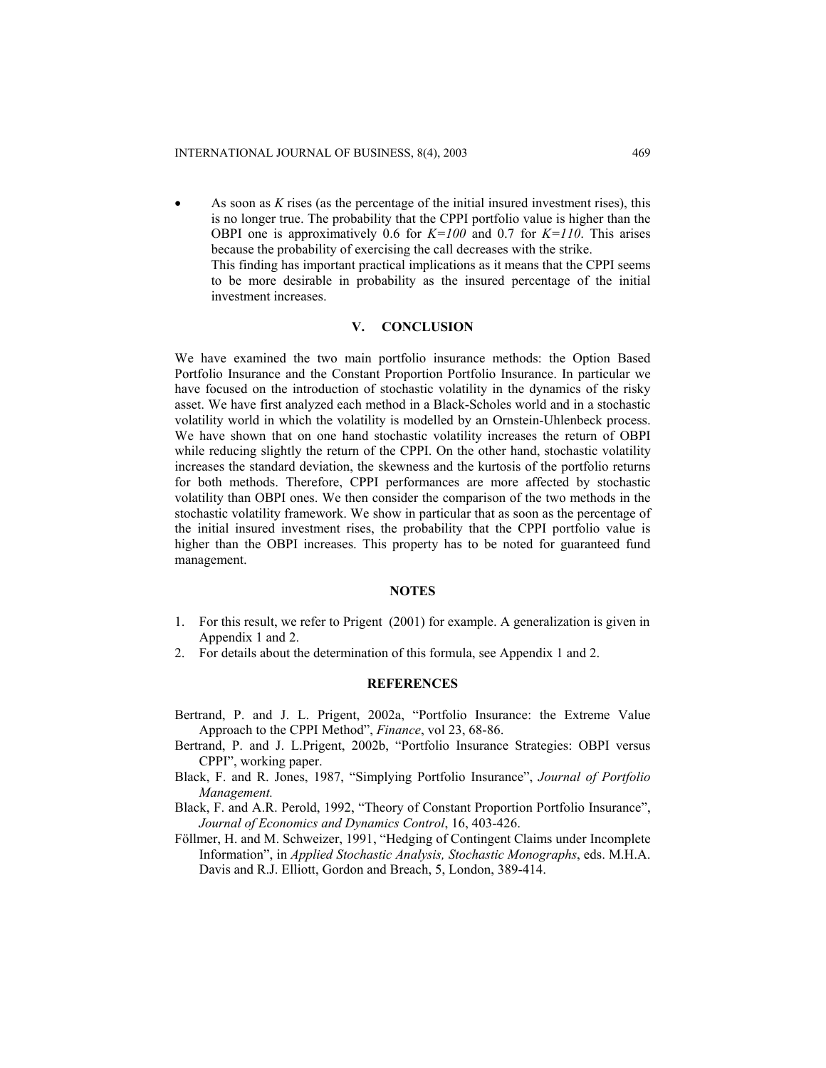- As soon as $K$ rises (as the percentage of the initial insured investment rises), this is no longer true. The probability that the CPPI portfolio value is higher than the OBPI one is approximatively 0.6 for $K=100$ and 0.7 for $K=110$. This arises because the probability of exercising the call decreases with the strike.
  This finding has important practical implications as it means that the CPPI seems to be more desirable in probability as the insured percentage of the initial investment increases.

## V. CONCLUSION

We have examined the two main portfolio insurance methods: the Option Based Portfolio Insurance and the Constant Proportion Portfolio Insurance. In particular we have focused on the introduction of stochastic volatility in the dynamics of the risky asset. We have first analyzed each method in a Black-Scholes world and in a stochastic volatility world in which the volatility is modelled by an Ornstein-Uhlenbeck process. We have shown that on one hand stochastic volatility increases the return of OBPI while reducing slightly the return of the CPPI. On the other hand, stochastic volatility increases the standard deviation, the skewness and the kurtosis of the portfolio returns for both methods. Therefore, CPPI performances are more affected by stochastic volatility than OBPI ones. We then consider the comparison of the two methods in the stochastic volatility framework. We show in particular that as soon as the percentage of the initial insured investment rises, the probability that the CPPI portfolio value is higher than the OBPI increases. This property has to be noted for guaranteed fund management.

## NOTES

1. For this result, we refer to Prigent (2001) for example. A generalization is given in Appendix 1 and 2.
2. For details about the determination of this formula, see Appendix 1 and 2.

## REFERENCES

Bertrand, P. and J. L. Prigent, 2002a, "Portfolio Insurance: the Extreme Value Approach to the CPPI Method", *Finance*, vol 23, 68-86.

Bertrand, P. and J. L.Prigent, 2002b, "Portfolio Insurance Strategies: OBPI versus CPPI", working paper.

Black, F. and R. Jones, 1987, "Simplying Portfolio Insurance", *Journal of Portfolio Management.*

Black, F. and A.R. Perold, 1992, "Theory of Constant Proportion Portfolio Insurance", *Journal of Economics and Dynamics Control*, 16, 403-426.

Föllmer, H. and M. Schweizer, 1991, "Hedging of Contingent Claims under Incomplete Information", in *Applied Stochastic Analysis, Stochastic Monographs*, eds. M.H.A. Davis and R.J. Elliott, Gordon and Breach, 5, London, 389-414.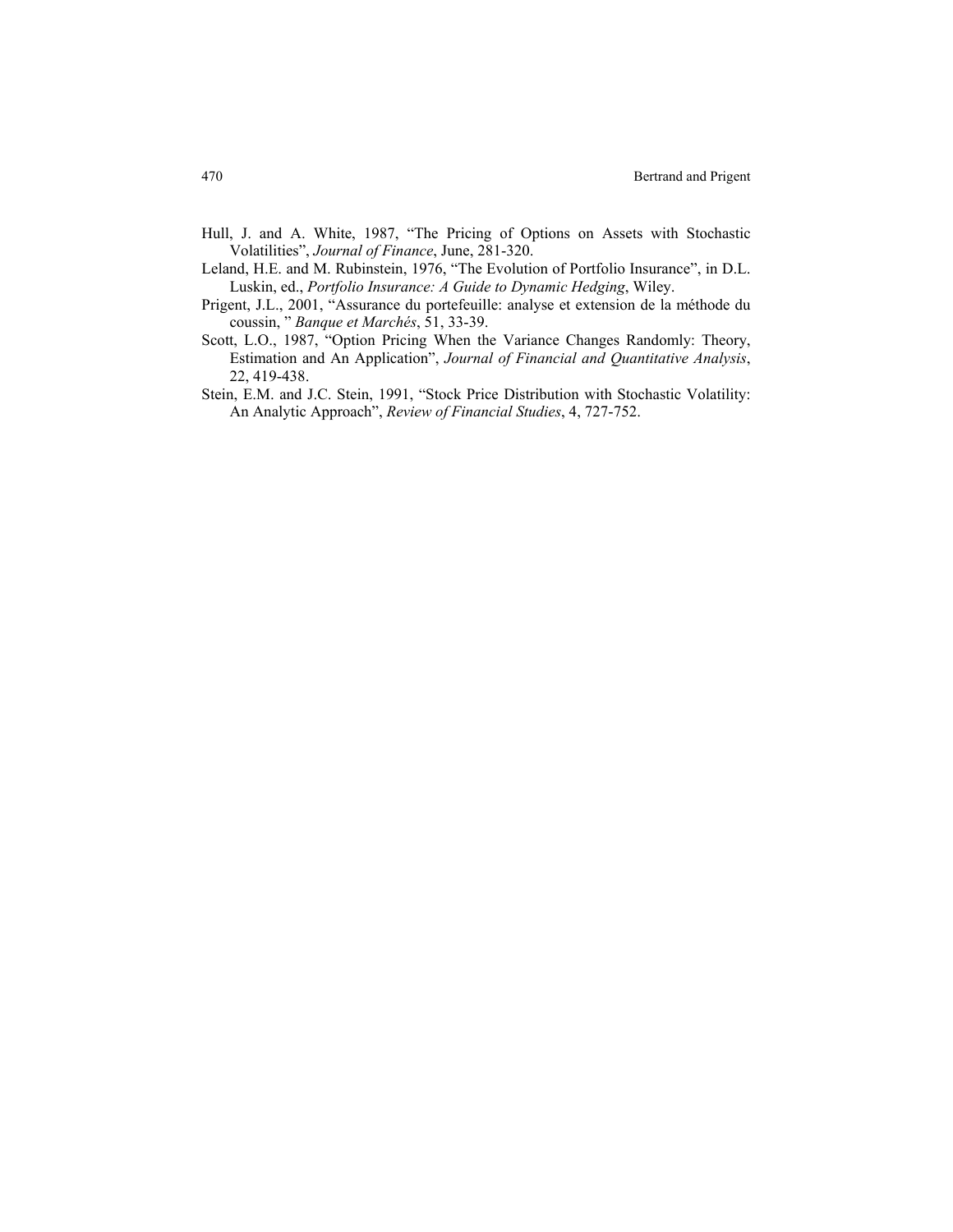Hull, J. and A. White, 1987, "The Pricing of Options on Assets with Stochastic Volatilities", *Journal of Finance*, June, 281-320.

Leland, H.E. and M. Rubinstein, 1976, "The Evolution of Portfolio Insurance", in D.L. Luskin, ed., *Portfolio Insurance: A Guide to Dynamic Hedging*, Wiley.

Prigent, J.L., 2001, "Assurance du portefeuille: analyse et extension de la méthode du coussin, " *Banque et Marchés*, 51, 33-39.

Scott, L.O., 1987, "Option Pricing When the Variance Changes Randomly: Theory, Estimation and An Application", *Journal of Financial and Quantitative Analysis*, 22, 419-438.

Stein, E.M. and J.C. Stein, 1991, "Stock Price Distribution with Stochastic Volatility: An Analytic Approach", *Review of Financial Studies*, 4, 727-752.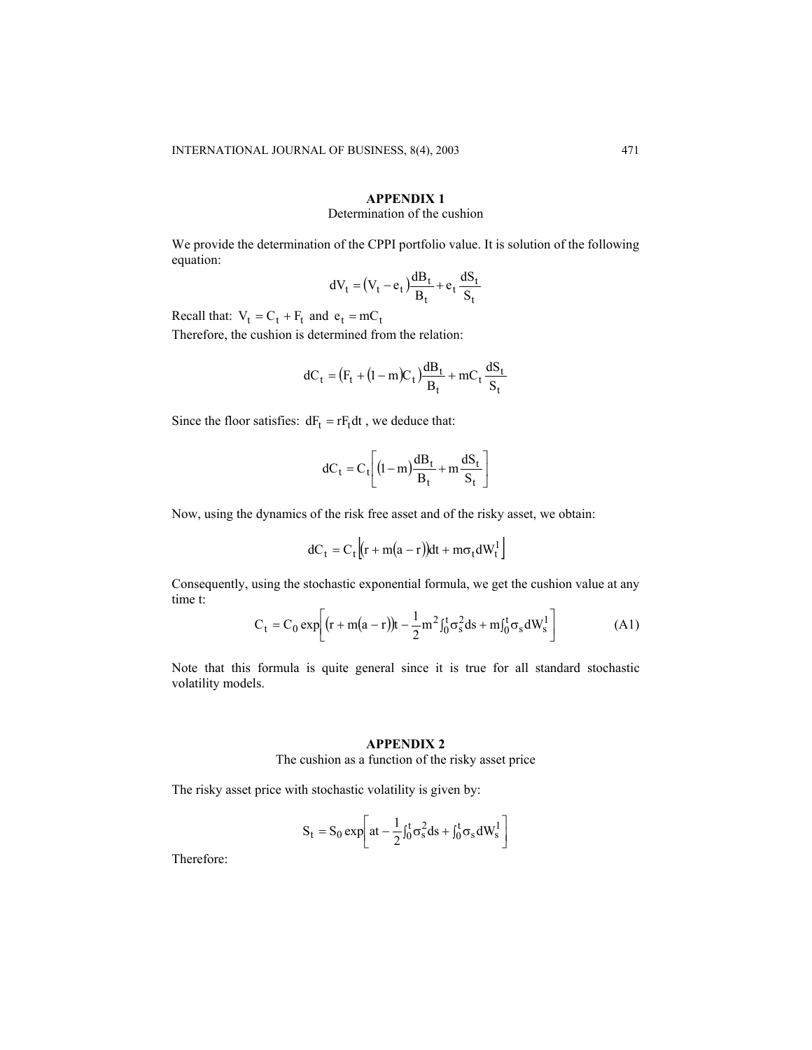## APPENDIX 1

Determination of the cushion

We provide the determination of the CPPI portfolio value. It is solution of the following equation:

$$dV_t = (V_t - e_t)\frac{dB_t}{B_t} + e_t \frac{dS_t}{S_t}$$

Recall that: $V_t = C_t + F_t$ and $e_t = mC_t$

Therefore, the cushion is determined from the relation:

$$dC_t = (F_t + (1-m)C_t)\frac{dB_t}{B_t} + mC_t \frac{dS_t}{S_t}$$

Since the floor satisfies: $dF_t = rF_t dt$ , we deduce that:

$$dC_t = C_t\left[(1-m)\frac{dB_t}{B_t} + m\frac{dS_t}{S_t}\right]$$

Now, using the dynamics of the risk free asset and of the risky asset, we obtain:

$$dC_t = C_t\left[(r + m(a-r))dt + m\sigma_t dW_t^1\right]$$

Consequently, using the stochastic exponential formula, we get the cushion value at any time t:

$$C_t = C_0 \exp\left[(r + m(a-r))t - \frac{1}{2}m^2\int_0^t \sigma_s^2 ds + m\int_0^t \sigma_s dW_s^1\right] \tag{A1}$$

Note that this formula is quite general since it is true for all standard stochastic volatility models.

## APPENDIX 2

The cushion as a function of the risky asset price

The risky asset price with stochastic volatility is given by:

$$S_t = S_0 \exp\left[at - \frac{1}{2}\int_0^t \sigma_s^2 ds + \int_0^t \sigma_s dW_s^1\right]$$

Therefore: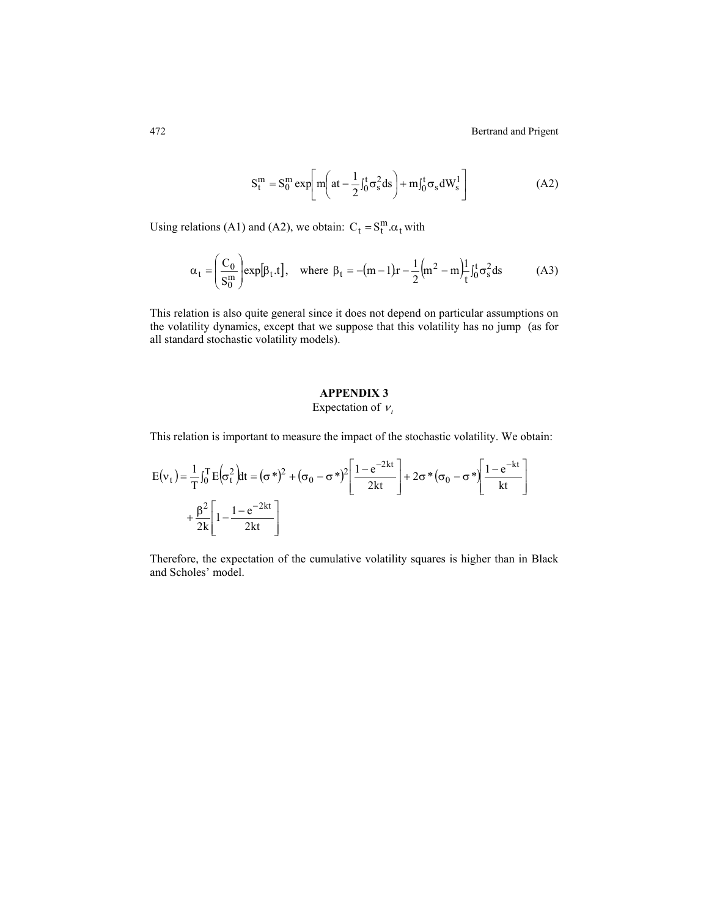$$S_t^m = S_0^m \exp\left[ m\left( at - \frac{1}{2}\int_0^t \sigma_s^2 ds \right) + m\int_0^t \sigma_s dW_s^1 \right] \tag{A2}$$

Using relations (A1) and (A2), we obtain: $C_t = S_t^m.\alpha_t$ with

$$\alpha_t = \left( \frac{C_0}{S_0^m} \right) \exp[\beta_t .t], \quad \text{where } \beta_t = -(m-1)r - \frac{1}{2}\left(m^2 - m\right)\frac{1}{t}\int_0^t \sigma_s^2 ds \tag{A3}$$

This relation is also quite general since it does not depend on particular assumptions on the volatility dynamics, except that we suppose that this volatility has no jump (as for all standard stochastic volatility models).

## APPENDIX 3

Expectation of $\nu_t$

This relation is important to measure the impact of the stochastic volatility. We obtain:

$$E(\nu_t) = \frac{1}{T}\int_0^T E\left(\sigma_t^2\right)dt = (\sigma^*)^2 + (\sigma_0 - \sigma^*)^2 \left[ \frac{1-e^{-2kt}}{2kt} \right] + 2\sigma^*(\sigma_0 - \sigma^*)\left[ \frac{1-e^{-kt}}{kt} \right]$$
$$+ \frac{\beta^2}{2k}\left[ 1 - \frac{1-e^{-2kt}}{2kt} \right]$$

Therefore, the expectation of the cumulative volatility squares is higher than in Black and Scholes' model.